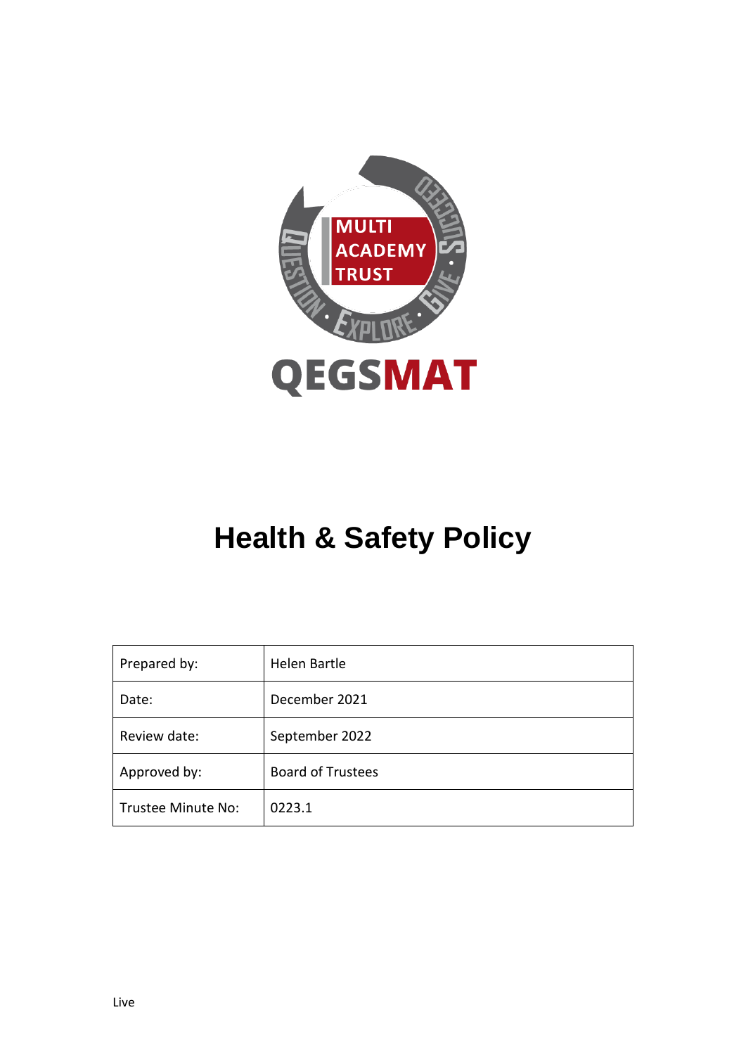MULTI ACADEMY TRUST

QUESTION · EXPLORE · GIVE · SUCCEED

QEGSMAT

# Health & Safety Policy

| Prepared by: | Helen Bartle |
|---|---|
| Date: | December 2021 |
| Review date: | September 2022 |
| Approved by: | Board of Trustees |
| Trustee Minute No: | 0223.1 |

Live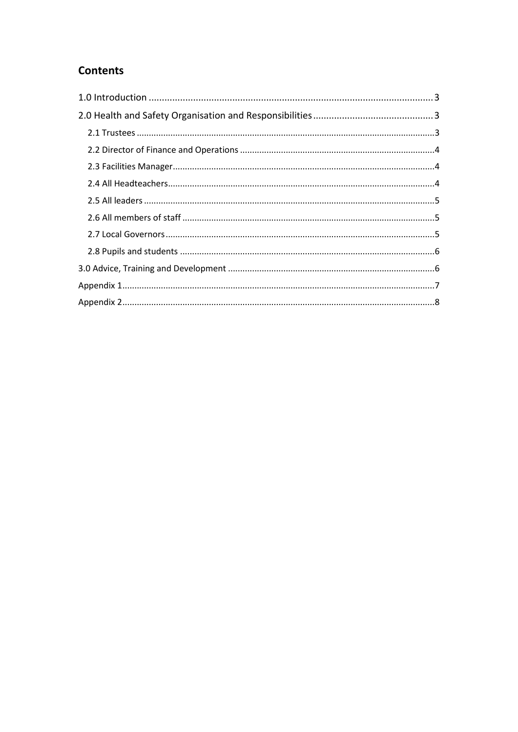## Contents

1.0 Introduction .......... 3
2.0 Health and Safety Organisation and Responsibilities .......... 3
- 2.1 Trustees .......... 3
- 2.2 Director of Finance and Operations .......... 4
- 2.3 Facilities Manager .......... 4
- 2.4 All Headteachers .......... 4
- 2.5 All leaders .......... 5
- 2.6 All members of staff .......... 5
- 2.7 Local Governors .......... 5
- 2.8 Pupils and students .......... 6

3.0 Advice, Training and Development .......... 6
Appendix 1 .......... 7
Appendix 2 .......... 8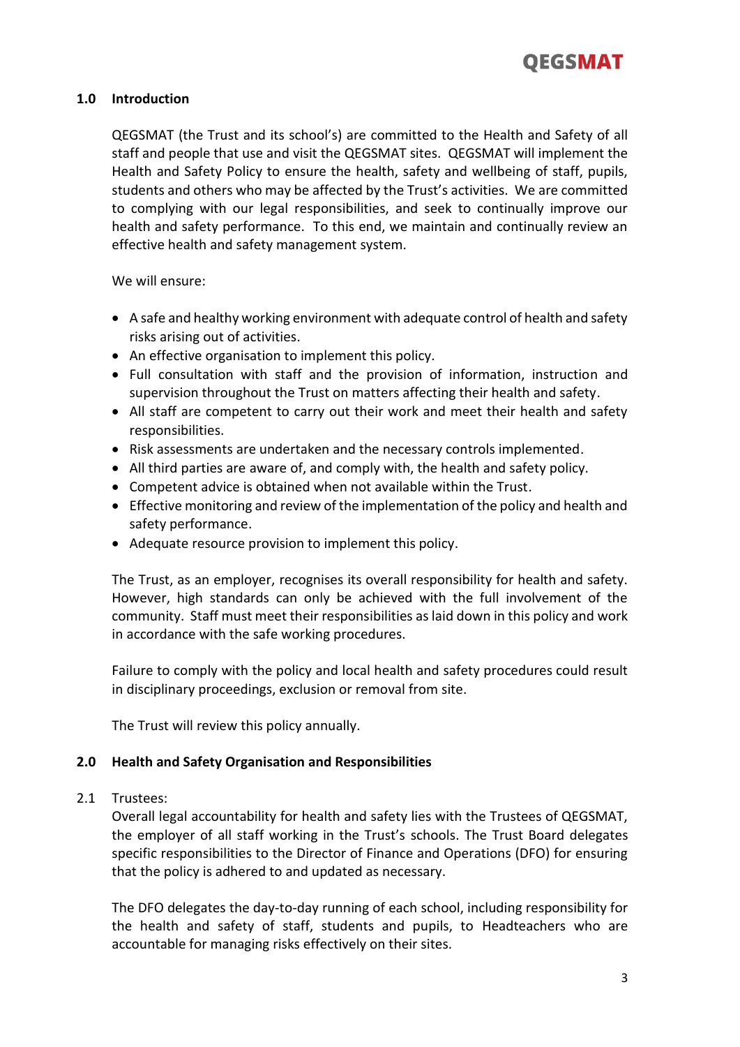## 1.0 Introduction

QEGSMAT (the Trust and its school's) are committed to the Health and Safety of all staff and people that use and visit the QEGSMAT sites. QEGSMAT will implement the Health and Safety Policy to ensure the health, safety and wellbeing of staff, pupils, students and others who may be affected by the Trust's activities. We are committed to complying with our legal responsibilities, and seek to continually improve our health and safety performance. To this end, we maintain and continually review an effective health and safety management system.

We will ensure:

- A safe and healthy working environment with adequate control of health and safety risks arising out of activities.
- An effective organisation to implement this policy.
- Full consultation with staff and the provision of information, instruction and supervision throughout the Trust on matters affecting their health and safety.
- All staff are competent to carry out their work and meet their health and safety responsibilities.
- Risk assessments are undertaken and the necessary controls implemented.
- All third parties are aware of, and comply with, the health and safety policy.
- Competent advice is obtained when not available within the Trust.
- Effective monitoring and review of the implementation of the policy and health and safety performance.
- Adequate resource provision to implement this policy.

The Trust, as an employer, recognises its overall responsibility for health and safety. However, high standards can only be achieved with the full involvement of the community. Staff must meet their responsibilities as laid down in this policy and work in accordance with the safe working procedures.

Failure to comply with the policy and local health and safety procedures could result in disciplinary proceedings, exclusion or removal from site.

The Trust will review this policy annually.

## 2.0 Health and Safety Organisation and Responsibilities

2.1 Trustees:

Overall legal accountability for health and safety lies with the Trustees of QEGSMAT, the employer of all staff working in the Trust's schools. The Trust Board delegates specific responsibilities to the Director of Finance and Operations (DFO) for ensuring that the policy is adhered to and updated as necessary.

The DFO delegates the day-to-day running of each school, including responsibility for the health and safety of staff, students and pupils, to Headteachers who are accountable for managing risks effectively on their sites.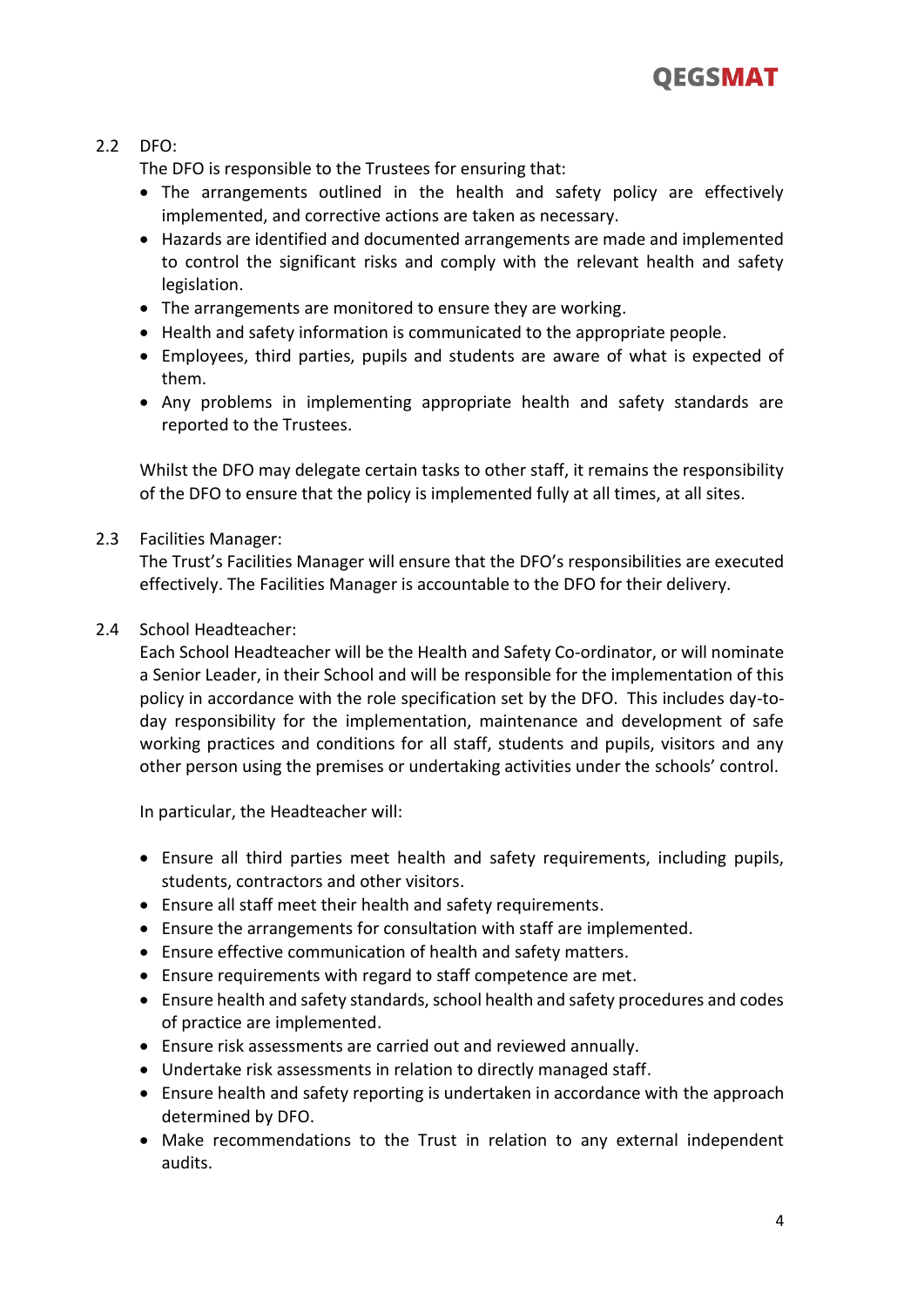### 2.2 DFO:

The DFO is responsible to the Trustees for ensuring that:

- The arrangements outlined in the health and safety policy are effectively implemented, and corrective actions are taken as necessary.
- Hazards are identified and documented arrangements are made and implemented to control the significant risks and comply with the relevant health and safety legislation.
- The arrangements are monitored to ensure they are working.
- Health and safety information is communicated to the appropriate people.
- Employees, third parties, pupils and students are aware of what is expected of them.
- Any problems in implementing appropriate health and safety standards are reported to the Trustees.

Whilst the DFO may delegate certain tasks to other staff, it remains the responsibility of the DFO to ensure that the policy is implemented fully at all times, at all sites.

### 2.3 Facilities Manager:

The Trust's Facilities Manager will ensure that the DFO's responsibilities are executed effectively. The Facilities Manager is accountable to the DFO for their delivery.

### 2.4 School Headteacher:

Each School Headteacher will be the Health and Safety Co-ordinator, or will nominate a Senior Leader, in their School and will be responsible for the implementation of this policy in accordance with the role specification set by the DFO. This includes day-to-day responsibility for the implementation, maintenance and development of safe working practices and conditions for all staff, students and pupils, visitors and any other person using the premises or undertaking activities under the schools' control.

In particular, the Headteacher will:

- Ensure all third parties meet health and safety requirements, including pupils, students, contractors and other visitors.
- Ensure all staff meet their health and safety requirements.
- Ensure the arrangements for consultation with staff are implemented.
- Ensure effective communication of health and safety matters.
- Ensure requirements with regard to staff competence are met.
- Ensure health and safety standards, school health and safety procedures and codes of practice are implemented.
- Ensure risk assessments are carried out and reviewed annually.
- Undertake risk assessments in relation to directly managed staff.
- Ensure health and safety reporting is undertaken in accordance with the approach determined by DFO.
- Make recommendations to the Trust in relation to any external independent audits.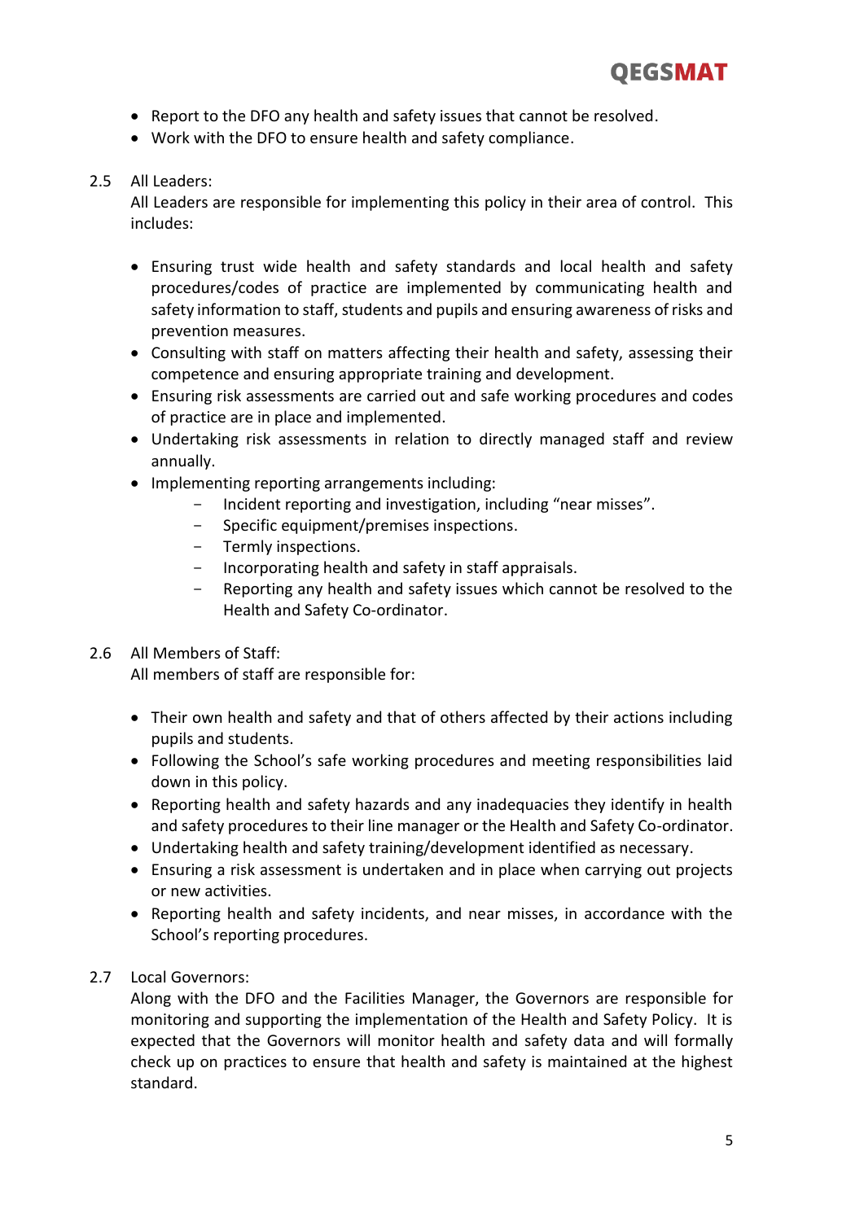- Report to the DFO any health and safety issues that cannot be resolved.
- Work with the DFO to ensure health and safety compliance.

2.5 All Leaders:
All Leaders are responsible for implementing this policy in their area of control. This includes:

- Ensuring trust wide health and safety standards and local health and safety procedures/codes of practice are implemented by communicating health and safety information to staff, students and pupils and ensuring awareness of risks and prevention measures.
- Consulting with staff on matters affecting their health and safety, assessing their competence and ensuring appropriate training and development.
- Ensuring risk assessments are carried out and safe working procedures and codes of practice are in place and implemented.
- Undertaking risk assessments in relation to directly managed staff and review annually.
- Implementing reporting arrangements including:
  - Incident reporting and investigation, including "near misses".
  - Specific equipment/premises inspections.
  - Termly inspections.
  - Incorporating health and safety in staff appraisals.
  - Reporting any health and safety issues which cannot be resolved to the Health and Safety Co-ordinator.

2.6 All Members of Staff:
All members of staff are responsible for:

- Their own health and safety and that of others affected by their actions including pupils and students.
- Following the School's safe working procedures and meeting responsibilities laid down in this policy.
- Reporting health and safety hazards and any inadequacies they identify in health and safety procedures to their line manager or the Health and Safety Co-ordinator.
- Undertaking health and safety training/development identified as necessary.
- Ensuring a risk assessment is undertaken and in place when carrying out projects or new activities.
- Reporting health and safety incidents, and near misses, in accordance with the School's reporting procedures.

2.7 Local Governors:
Along with the DFO and the Facilities Manager, the Governors are responsible for monitoring and supporting the implementation of the Health and Safety Policy. It is expected that the Governors will monitor health and safety data and will formally check up on practices to ensure that health and safety is maintained at the highest standard.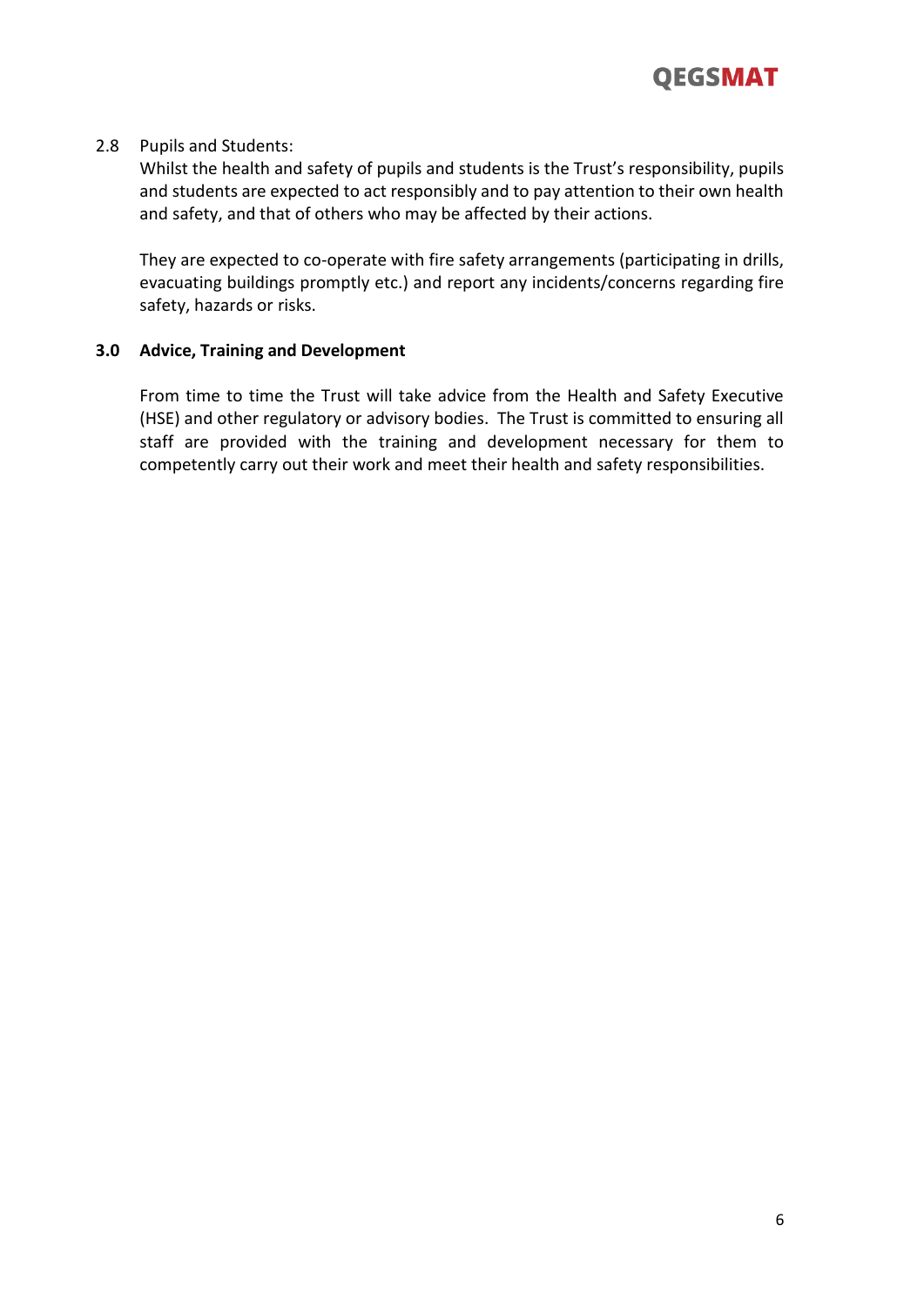2.8 Pupils and Students:

Whilst the health and safety of pupils and students is the Trust's responsibility, pupils and students are expected to act responsibly and to pay attention to their own health and safety, and that of others who may be affected by their actions.

They are expected to co-operate with fire safety arrangements (participating in drills, evacuating buildings promptly etc.) and report any incidents/concerns regarding fire safety, hazards or risks.

## 3.0 Advice, Training and Development

From time to time the Trust will take advice from the Health and Safety Executive (HSE) and other regulatory or advisory bodies. The Trust is committed to ensuring all staff are provided with the training and development necessary for them to competently carry out their work and meet their health and safety responsibilities.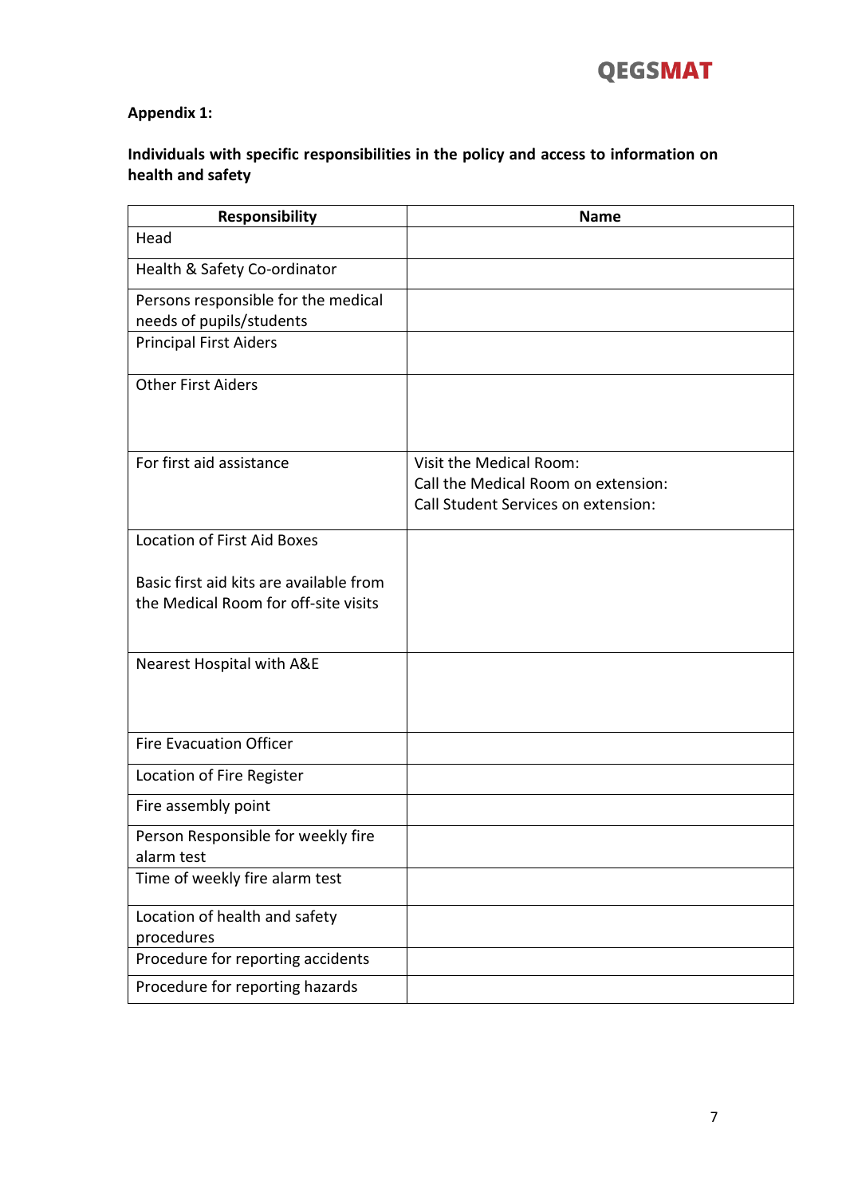**Appendix 1:**

**Individuals with specific responsibilities in the policy and access to information on health and safety**

| Responsibility | Name |
|---|---|
| Head | |
| Health & Safety Co-ordinator | |
| Persons responsible for the medical needs of pupils/students | |
| Principal First Aiders | |
| Other First Aiders | |
| For first aid assistance | Visit the Medical Room:<br>Call the Medical Room on extension:<br>Call Student Services on extension: |
| Location of First Aid Boxes<br><br>Basic first aid kits are available from the Medical Room for off-site visits | |
| Nearest Hospital with A&E | |
| Fire Evacuation Officer | |
| Location of Fire Register | |
| Fire assembly point | |
| Person Responsible for weekly fire alarm test | |
| Time of weekly fire alarm test | |
| Location of health and safety procedures | |
| Procedure for reporting accidents | |
| Procedure for reporting hazards | |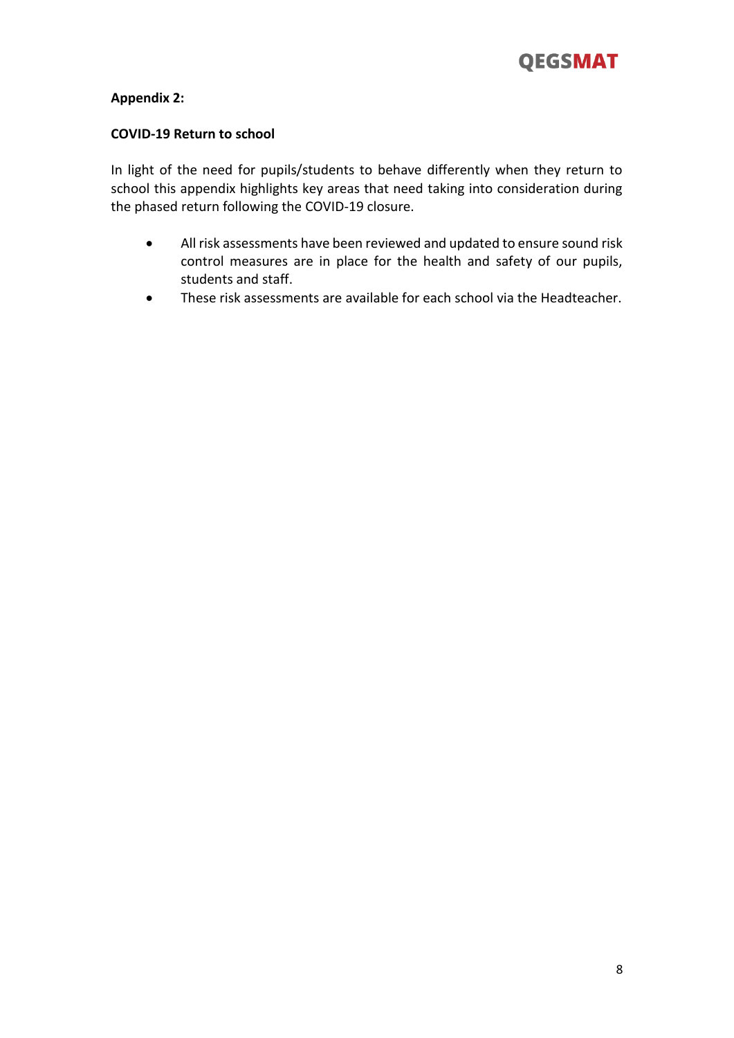**Appendix 2:**

**COVID-19 Return to school**

In light of the need for pupils/students to behave differently when they return to school this appendix highlights key areas that need taking into consideration during the phased return following the COVID-19 closure.

- All risk assessments have been reviewed and updated to ensure sound risk control measures are in place for the health and safety of our pupils, students and staff.
- These risk assessments are available for each school via the Headteacher.